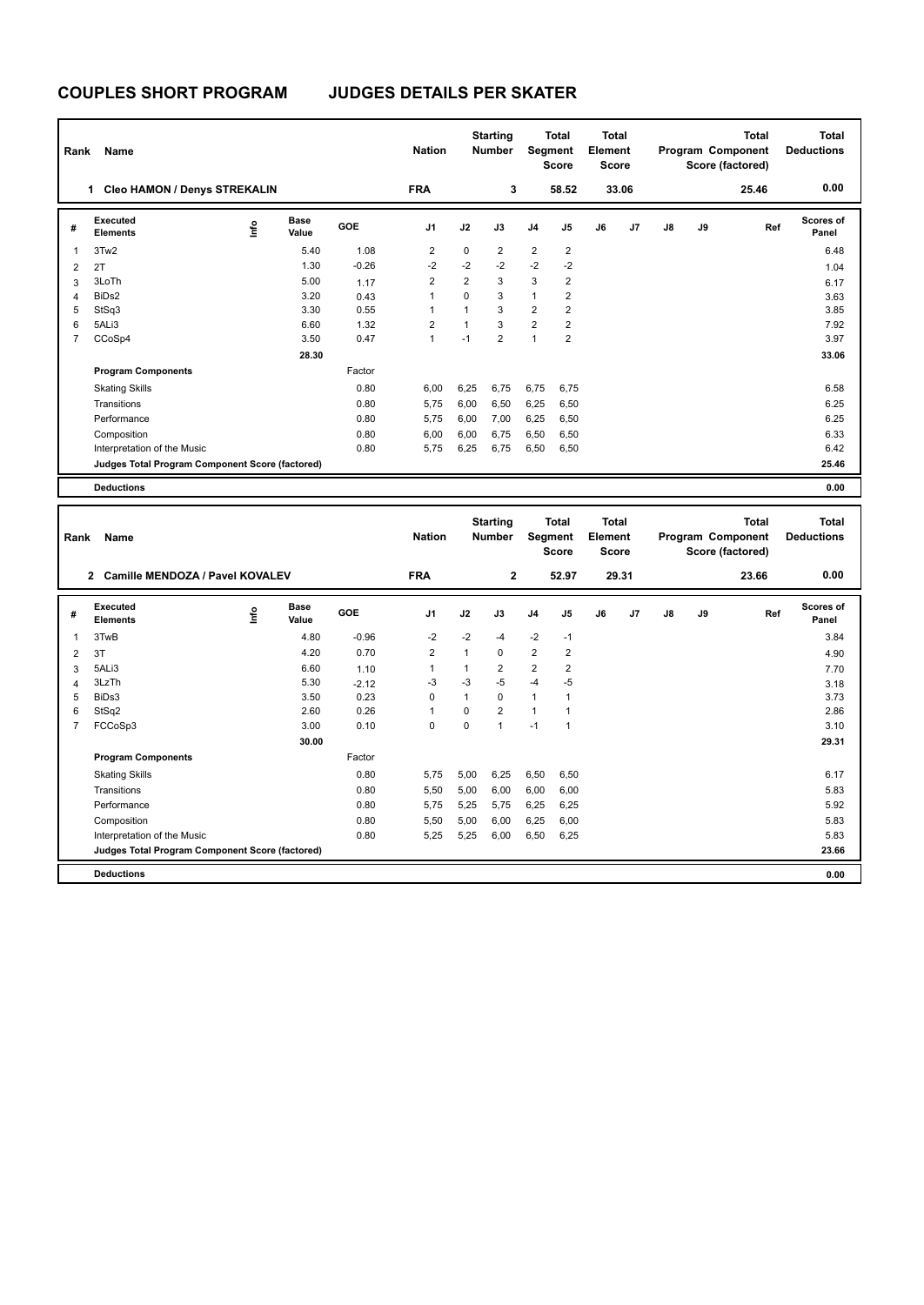# COUPLES SHORT PROGRAM JUDGES DETAILS PER SKATER

| Rank | Name | Nation | Starting Number | Total Segment Score | Total Element Score | Total Program Component Score (factored) | Total Deductions |
|---|---|---|---|---|---|---|---|
| 1 | Cleo HAMON / Denys STREKALIN | FRA | 3 | 58.52 | 33.06 | 25.46 | 0.00 |

| # | Executed Elements | Info | Base Value | GOE | J1 | J2 | J3 | J4 | J5 | J6 | J7 | J8 | J9 | Ref | Scores of Panel |
|---|---|---|---|---|---|---|---|---|---|---|---|---|---|---|---|
| 1 | 3Tw2 | | 5.40 | 1.08 | 2 | 0 | 2 | 2 | 2 | | | | | | 6.48 |
| 2 | 2T | | 1.30 | -0.26 | -2 | -2 | -2 | -2 | -2 | | | | | | 1.04 |
| 3 | 3LoTh | | 5.00 | 1.17 | 2 | 2 | 3 | 3 | 2 | | | | | | 6.17 |
| 4 | BiDs2 | | 3.20 | 0.43 | 1 | 0 | 3 | 1 | 2 | | | | | | 3.63 |
| 5 | StSq3 | | 3.30 | 0.55 | 1 | 1 | 3 | 2 | 2 | | | | | | 3.85 |
| 6 | 5ALi3 | | 6.60 | 1.32 | 2 | 1 | 3 | 2 | 2 | | | | | | 7.92 |
| 7 | CCoSp4 | | 3.50 | 0.47 | 1 | -1 | 2 | 1 | 2 | | | | | | 3.97 |
| | | | 28.30 | | | | | | | | | | | | 33.06 |
| | **Program Components** | | | Factor | | | | | | | | | | | |
| | Skating Skills | | | 0.80 | 6,00 | 6,25 | 6,75 | 6,75 | 6,75 | | | | | | 6.58 |
| | Transitions | | | 0.80 | 5,75 | 6,00 | 6,50 | 6,25 | 6,50 | | | | | | 6.25 |
| | Performance | | | 0.80 | 5,75 | 6,00 | 7,00 | 6,25 | 6,50 | | | | | | 6.25 |
| | Composition | | | 0.80 | 6,00 | 6,00 | 6,75 | 6,50 | 6,50 | | | | | | 6.33 |
| | Interpretation of the Music | | | 0.80 | 5,75 | 6,25 | 6,75 | 6,50 | 6,50 | | | | | | 6.42 |
| | **Judges Total Program Component Score (factored)** | | | | | | | | | | | | | | 25.46 |
| | **Deductions** | | | | | | | | | | | | | | 0.00 |

| Rank | Name | Nation | Starting Number | Total Segment Score | Total Element Score | Total Program Component Score (factored) | Total Deductions |
|---|---|---|---|---|---|---|---|
| 2 | Camille MENDOZA / Pavel KOVALEV | FRA | 2 | 52.97 | 29.31 | 23.66 | 0.00 |

| # | Executed Elements | Info | Base Value | GOE | J1 | J2 | J3 | J4 | J5 | J6 | J7 | J8 | J9 | Ref | Scores of Panel |
|---|---|---|---|---|---|---|---|---|---|---|---|---|---|---|---|
| 1 | 3TwB | | 4.80 | -0.96 | -2 | -2 | -4 | -2 | -1 | | | | | | 3.84 |
| 2 | 3T | | 4.20 | 0.70 | 2 | 1 | 0 | 2 | 2 | | | | | | 4.90 |
| 3 | 5ALi3 | | 6.60 | 1.10 | 1 | 1 | 2 | 2 | 2 | | | | | | 7.70 |
| 4 | 3LzTh | | 5.30 | -2.12 | -3 | -3 | -5 | -4 | -5 | | | | | | 3.18 |
| 5 | BiDs3 | | 3.50 | 0.23 | 0 | 1 | 0 | 1 | 1 | | | | | | 3.73 |
| 6 | StSq2 | | 2.60 | 0.26 | 1 | 0 | 2 | 1 | 1 | | | | | | 2.86 |
| 7 | FCCoSp3 | | 3.00 | 0.10 | 0 | 0 | 1 | -1 | 1 | | | | | | 3.10 |
| | | | 30.00 | | | | | | | | | | | | 29.31 |
| | **Program Components** | | | Factor | | | | | | | | | | | |
| | Skating Skills | | | 0.80 | 5,75 | 5,00 | 6,25 | 6,50 | 6,50 | | | | | | 6.17 |
| | Transitions | | | 0.80 | 5,50 | 5,00 | 6,00 | 6,00 | 6,00 | | | | | | 5.83 |
| | Performance | | | 0.80 | 5,75 | 5,25 | 5,75 | 6,25 | 6,25 | | | | | | 5.92 |
| | Composition | | | 0.80 | 5,50 | 5,00 | 6,00 | 6,25 | 6,00 | | | | | | 5.83 |
| | Interpretation of the Music | | | 0.80 | 5,25 | 5,25 | 6,00 | 6,50 | 6,25 | | | | | | 5.83 |
| | **Judges Total Program Component Score (factored)** | | | | | | | | | | | | | | 23.66 |
| | **Deductions** | | | | | | | | | | | | | | 0.00 |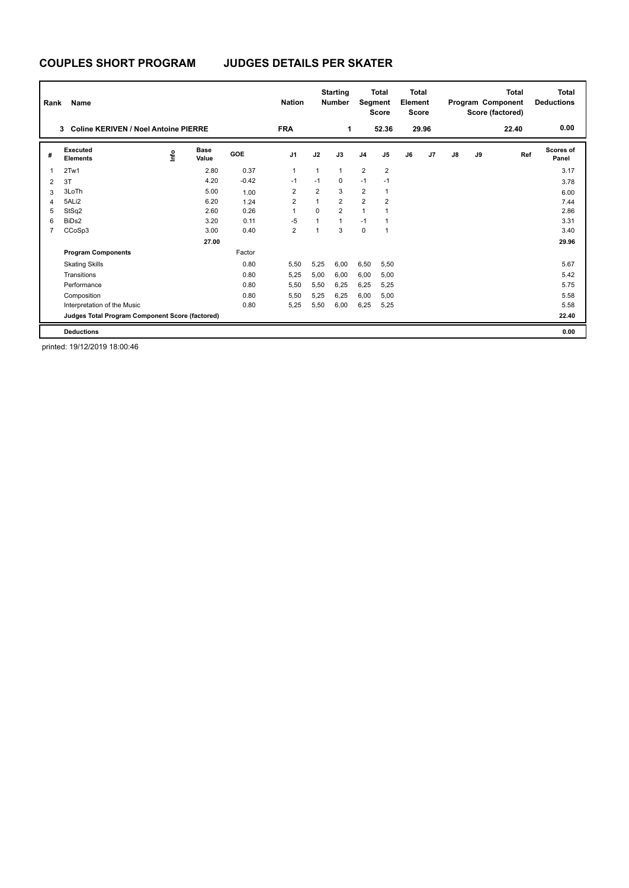## COUPLES SHORT PROGRAM JUDGES DETAILS PER SKATER

| Rank | Name | Nation | Starting Number | Total Segment Score | Total Element Score | Total Program Component Score (factored) | Total Deductions |
|---|---|---|---|---|---|---|---|
| 3 | Coline KERIVEN / Noel Antoine PIERRE | FRA | 1 | 52.36 | 29.96 | 22.40 | 0.00 |

| # | Executed Elements | Info | Base Value | GOE | J1 | J2 | J3 | J4 | J5 | J6 | J7 | J8 | J9 | Ref | Scores of Panel |
|---|---|---|---|---|---|---|---|---|---|---|---|---|---|---|---|
| 1 | 2Tw1 | | 2.80 | 0.37 | 1 | 1 | 1 | 2 | 2 | | | | | | 3.17 |
| 2 | 3T | | 4.20 | -0.42 | -1 | -1 | 0 | -1 | -1 | | | | | | 3.78 |
| 3 | 3LoTh | | 5.00 | 1.00 | 2 | 2 | 3 | 2 | 1 | | | | | | 6.00 |
| 4 | 5ALi2 | | 6.20 | 1.24 | 2 | 1 | 2 | 2 | 2 | | | | | | 7.44 |
| 5 | StSq2 | | 2.60 | 0.26 | 1 | 0 | 2 | 1 | 1 | | | | | | 2.86 |
| 6 | BiDs2 | | 3.20 | 0.11 | -5 | 1 | 1 | -1 | 1 | | | | | | 3.31 |
| 7 | CCoSp3 | | 3.00 | 0.40 | 2 | 1 | 3 | 0 | 1 | | | | | | 3.40 |
| | | | 27.00 | | | | | | | | | | | | 29.96 |
| | **Program Components** | | | Factor | | | | | | | | | | | |
| | Skating Skills | | | 0.80 | 5,50 | 5,25 | 6,00 | 6,50 | 5,50 | | | | | | 5.67 |
| | Transitions | | | 0.80 | 5,25 | 5,00 | 6,00 | 6,00 | 5,00 | | | | | | 5.42 |
| | Performance | | | 0.80 | 5,50 | 5,50 | 6,25 | 6,25 | 5,25 | | | | | | 5.75 |
| | Composition | | | 0.80 | 5,50 | 5,25 | 6,25 | 6,00 | 5,00 | | | | | | 5.58 |
| | Interpretation of the Music | | | 0.80 | 5,25 | 5,50 | 6,00 | 6,25 | 5,25 | | | | | | 5.58 |
| | **Judges Total Program Component Score (factored)** | | | | | | | | | | | | | | 22.40 |
| | **Deductions** | | | | | | | | | | | | | | 0.00 |

printed: 19/12/2019 18:00:46